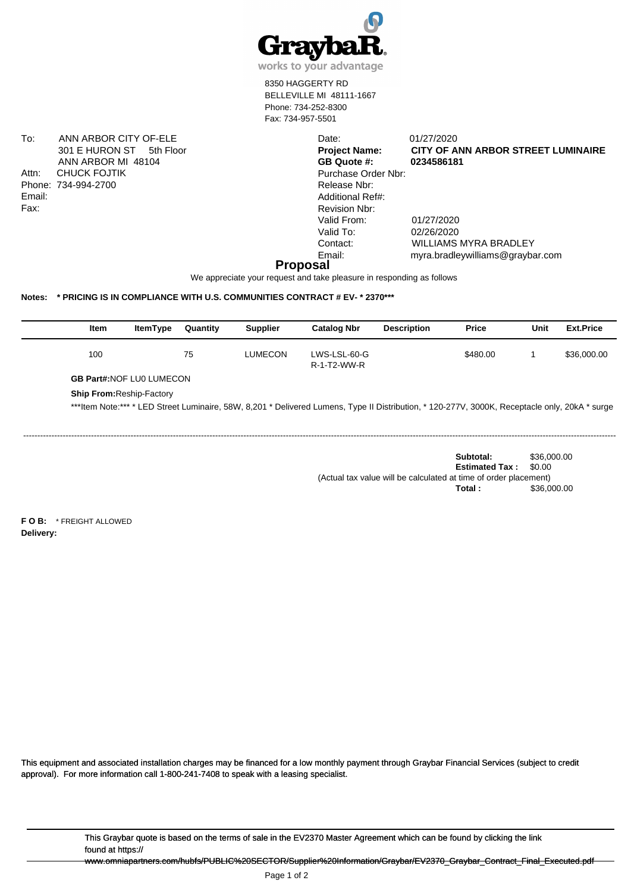Graybar
works to your advantage

8350 HAGGERTY RD
BELLEVILLE MI 48111-1667
Phone: 734-252-8300
Fax: 734-957-5501

To: ANN ARBOR CITY OF-ELE
301 E HURON ST 5th Floor
ANN ARBOR MI 48104
Attn: CHUCK FOJTIK
Phone: 734-994-2700
Email:
Fax:

Date: 01/27/2020
**Project Name:** **CITY OF ANN ARBOR STREET LUMINAIRE**
**GB Quote #:** **0234586181**
Purchase Order Nbr:
Release Nbr:
Additional Ref#:
Revision Nbr:
Valid From: 01/27/2020
Valid To: 02/26/2020
Contact: WILLIAMS MYRA BRADLEY
Email: myra.bradleywilliams@graybar.com

# Proposal

We appreciate your request and take pleasure in responding as follows

**Notes: * PRICING IS IN COMPLIANCE WITH U.S. COMMUNITIES CONTRACT # EV- * 2370*****

| Item | ItemType | Quantity | Supplier | Catalog Nbr | Description | Price | Unit | Ext.Price |
|---|---|---|---|---|---|---|---|---|
| 100 | | 75 | LUMECON | LWS-LSL-60-G R-1-T2-WW-R | | $480.00 | 1 | $36,000.00 |

**GB Part#:**NOF LU0 LUMECON

**Ship From:**Reship-Factory

***Item Note:*** * LED Street Luminaire, 58W, 8,201 * Delivered Lumens, Type II Distribution, * 120-277V, 3000K, Receptacle only, 20kA * surge

---

**Subtotal:** $36,000.00
**Estimated Tax :** $0.00
(Actual tax value will be calculated at time of order placement)
**Total :** $36,000.00

**F O B:** * FREIGHT ALLOWED
**Delivery:**

This equipment and associated installation charges may be financed for a low monthly payment through Graybar Financial Services (subject to credit approval). For more information call 1-800-241-7408 to speak with a leasing specialist.

This Graybar quote is based on the terms of sale in the EV2370 Master Agreement which can be found by clicking the link found at https://www.omniapartners.com/hubfs/PUBLIC%20SECTOR/Supplier%20Information/Graybar/EV2370_Graybar_Contract_Final_Executed.pdf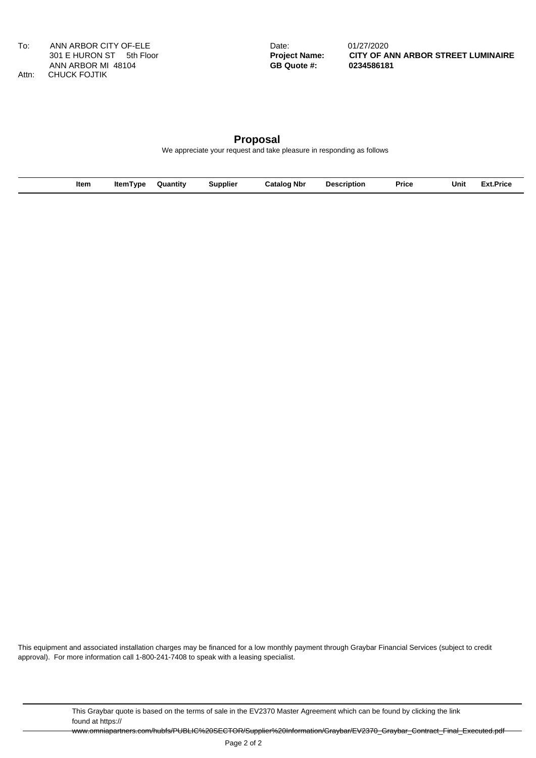To: ANN ARBOR CITY OF-ELE
301 E HURON ST 5th Floor
ANN ARBOR MI 48104
Attn: CHUCK FOJTIK

Date: 01/27/2020
**Project Name:** **CITY OF ANN ARBOR STREET LUMINAIRE**
**GB Quote #:** **0234586181**

# Proposal

We appreciate your request and take pleasure in responding as follows

| Item | ItemType | Quantity | Supplier | Catalog Nbr | Description | Price | Unit | Ext.Price |
|---|---|---|---|---|---|---|---|---|

This equipment and associated installation charges may be financed for a low monthly payment through Graybar Financial Services (subject to credit approval). For more information call 1-800-241-7408 to speak with a leasing specialist.

This Graybar quote is based on the terms of sale in the EV2370 Master Agreement which can be found by clicking the link found at https://www.omniapartners.com/hubfs/PUBLIC%20SECTOR/Supplier%20Information/Graybar/EV2370_Graybar_Contract_Final_Executed.pdf